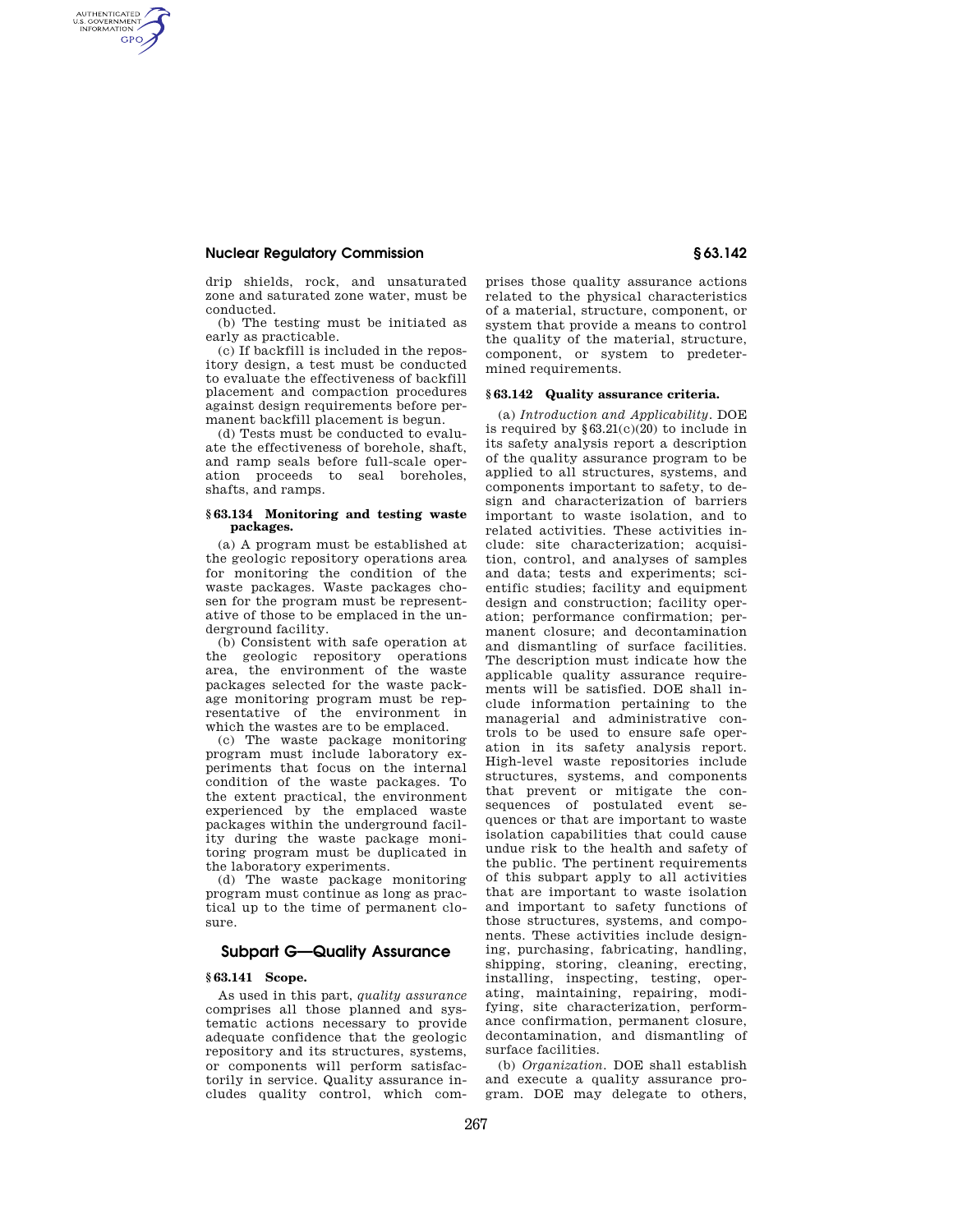drip shields, rock, and unsaturated zone and saturated zone water, must be conducted.

(b) The testing must be initiated as early as practicable.

(c) If backfill is included in the repository design, a test must be conducted to evaluate the effectiveness of backfill placement and compaction procedures against design requirements before permanent backfill placement is begun.

(d) Tests must be conducted to evaluate the effectiveness of borehole, shaft, and ramp seals before full-scale operation proceeds to seal boreholes, shafts, and ramps.

#### § 63.134 Monitoring and testing waste packages.

(a) A program must be established at the geologic repository operations area for monitoring the condition of the waste packages. Waste packages chosen for the program must be representative of those to be emplaced in the underground facility.

(b) Consistent with safe operation at the geologic repository operations area, the environment of the waste packages selected for the waste package monitoring program must be representative of the environment in which the wastes are to be emplaced.

(c) The waste package monitoring program must include laboratory experiments that focus on the internal condition of the waste packages. To the extent practical, the environment experienced by the emplaced waste packages within the underground facility during the waste package monitoring program must be duplicated in the laboratory experiments.

(d) The waste package monitoring program must continue as long as practical up to the time of permanent closure.

## Subpart G—Quality Assurance

#### § 63.141 Scope.

As used in this part, *quality assurance* comprises all those planned and systematic actions necessary to provide adequate confidence that the geologic repository and its structures, systems, or components will perform satisfactorily in service. Quality assurance includes quality control, which comprises those quality assurance actions related to the physical characteristics of a material, structure, component, or system that provide a means to control the quality of the material, structure, component, or system to predetermined requirements.

#### § 63.142 Quality assurance criteria.

(a) *Introduction and Applicability*. DOE is required by § 63.21(c)(20) to include in its safety analysis report a description of the quality assurance program to be applied to all structures, systems, and components important to safety, to design and characterization of barriers important to waste isolation, and to related activities. These activities include: site characterization; acquisition, control, and analyses of samples and data; tests and experiments; scientific studies; facility and equipment design and construction; facility operation; performance confirmation; permanent closure; and decontamination and dismantling of surface facilities. The description must indicate how the applicable quality assurance requirements will be satisfied. DOE shall include information pertaining to the managerial and administrative controls to be used to ensure safe operation in its safety analysis report. High-level waste repositories include structures, systems, and components that prevent or mitigate the consequences of postulated event sequences or that are important to waste isolation capabilities that could cause undue risk to the health and safety of the public. The pertinent requirements of this subpart apply to all activities that are important to waste isolation and important to safety functions of those structures, systems, and components. These activities include designing, purchasing, fabricating, handling, shipping, storing, cleaning, erecting, installing, inspecting, testing, operating, maintaining, repairing, modifying, site characterization, performance confirmation, permanent closure, decontamination, and dismantling of surface facilities.

(b) *Organization*. DOE shall establish and execute a quality assurance program. DOE may delegate to others,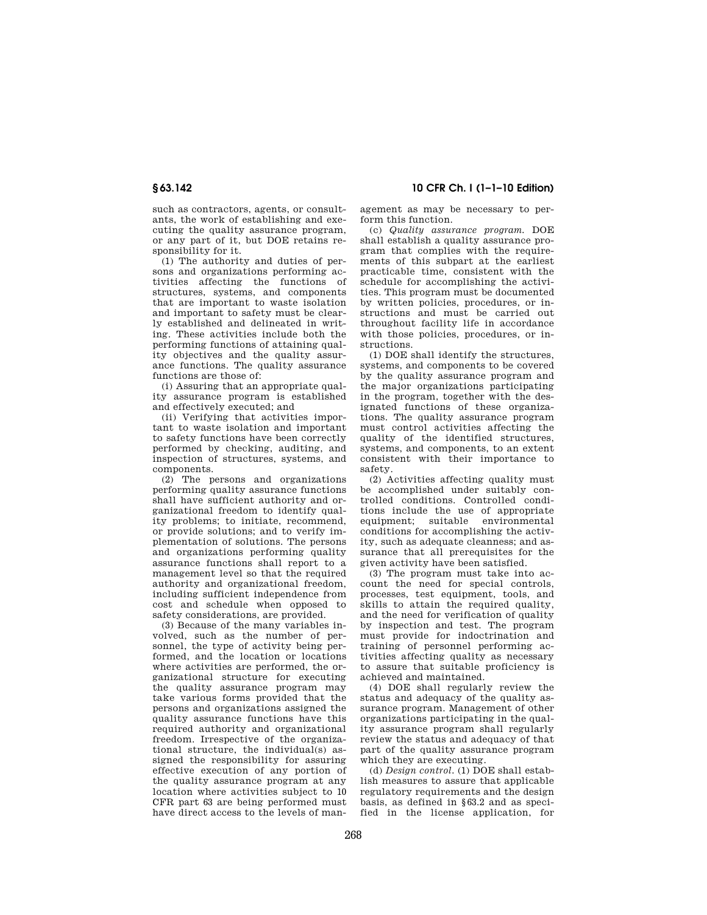such as contractors, agents, or consultants, the work of establishing and executing the quality assurance program, or any part of it, but DOE retains responsibility for it.

(1) The authority and duties of persons and organizations performing activities affecting the functions of structures, systems, and components that are important to waste isolation and important to safety must be clearly established and delineated in writing. These activities include both the performing functions of attaining quality objectives and the quality assurance functions. The quality assurance functions are those of:

(i) Assuring that an appropriate quality assurance program is established and effectively executed; and

(ii) Verifying that activities important to waste isolation and important to safety functions have been correctly performed by checking, auditing, and inspection of structures, systems, and components.

(2) The persons and organizations performing quality assurance functions shall have sufficient authority and organizational freedom to identify quality problems; to initiate, recommend, or provide solutions; and to verify implementation of solutions. The persons and organizations performing quality assurance functions shall report to a management level so that the required authority and organizational freedom, including sufficient independence from cost and schedule when opposed to safety considerations, are provided.

(3) Because of the many variables involved, such as the number of personnel, the type of activity being performed, and the location or locations where activities are performed, the organizational structure for executing the quality assurance program may take various forms provided that the persons and organizations assigned the quality assurance functions have this required authority and organizational freedom. Irrespective of the organizational structure, the individual(s) assigned the responsibility for assuring effective execution of any portion of the quality assurance program at any location where activities subject to 10 CFR part 63 are being performed must have direct access to the levels of management as may be necessary to perform this function.

(c) *Quality assurance program.* DOE shall establish a quality assurance program that complies with the requirements of this subpart at the earliest practicable time, consistent with the schedule for accomplishing the activities. This program must be documented by written policies, procedures, or instructions and must be carried out throughout facility life in accordance with those policies, procedures, or instructions.

(1) DOE shall identify the structures, systems, and components to be covered by the quality assurance program and the major organizations participating in the program, together with the designated functions of these organizations. The quality assurance program must control activities affecting the quality of the identified structures, systems, and components, to an extent consistent with their importance to safety.

(2) Activities affecting quality must be accomplished under suitably controlled conditions. Controlled conditions include the use of appropriate equipment; suitable environmental conditions for accomplishing the activity, such as adequate cleanness; and assurance that all prerequisites for the given activity have been satisfied.

(3) The program must take into account the need for special controls, processes, test equipment, tools, and skills to attain the required quality, and the need for verification of quality by inspection and test. The program must provide for indoctrination and training of personnel performing activities affecting quality as necessary to assure that suitable proficiency is achieved and maintained.

(4) DOE shall regularly review the status and adequacy of the quality assurance program. Management of other organizations participating in the quality assurance program shall regularly review the status and adequacy of that part of the quality assurance program which they are executing.

(d) *Design control.* (1) DOE shall establish measures to assure that applicable regulatory requirements and the design basis, as defined in §63.2 and as specified in the license application, for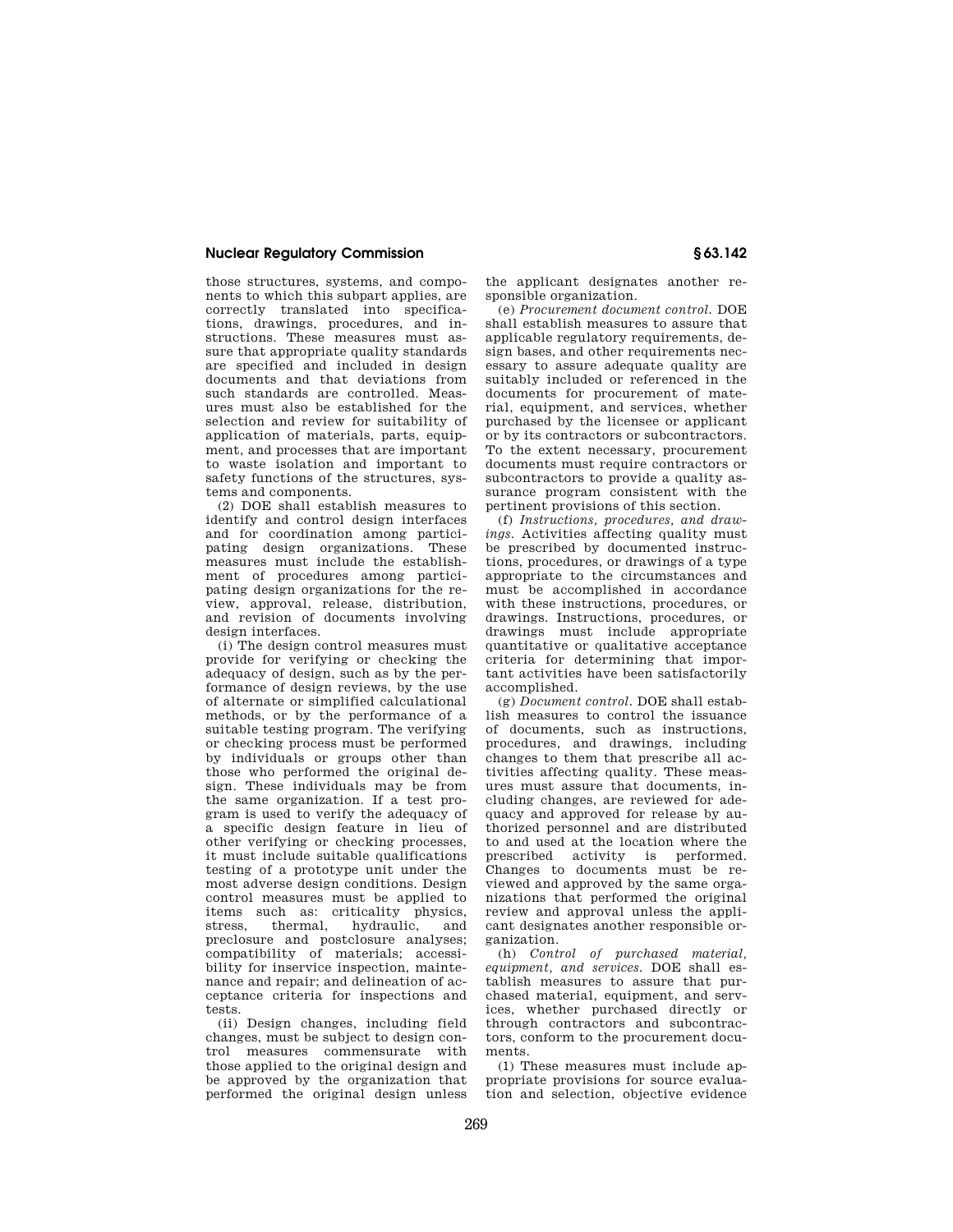those structures, systems, and components to which this subpart applies, are correctly translated into specifications, drawings, procedures, and instructions. These measures must assure that appropriate quality standards are specified and included in design documents and that deviations from such standards are controlled. Measures must also be established for the selection and review for suitability of application of materials, parts, equipment, and processes that are important to waste isolation and important to safety functions of the structures, systems and components.

(2) DOE shall establish measures to identify and control design interfaces and for coordination among participating design organizations. These measures must include the establishment of procedures among participating design organizations for the review, approval, release, distribution, and revision of documents involving design interfaces.

(i) The design control measures must provide for verifying or checking the adequacy of design, such as by the performance of design reviews, by the use of alternate or simplified calculational methods, or by the performance of a suitable testing program. The verifying or checking process must be performed by individuals or groups other than those who performed the original design. These individuals may be from the same organization. If a test program is used to verify the adequacy of a specific design feature in lieu of other verifying or checking processes, it must include suitable qualifications testing of a prototype unit under the most adverse design conditions. Design control measures must be applied to items such as: criticality physics, stress, thermal, hydraulic, and preclosure and postclosure analyses; compatibility of materials; accessibility for inservice inspection, maintenance and repair; and delineation of acceptance criteria for inspections and tests.

(ii) Design changes, including field changes, must be subject to design control measures commensurate with those applied to the original design and be approved by the organization that performed the original design unless the applicant designates another responsible organization.

(e) *Procurement document control.* DOE shall establish measures to assure that applicable regulatory requirements, design bases, and other requirements necessary to assure adequate quality are suitably included or referenced in the documents for procurement of material, equipment, and services, whether purchased by the licensee or applicant or by its contractors or subcontractors. To the extent necessary, procurement documents must require contractors or subcontractors to provide a quality assurance program consistent with the pertinent provisions of this section.

(f) *Instructions, procedures, and drawings.* Activities affecting quality must be prescribed by documented instructions, procedures, or drawings of a type appropriate to the circumstances and must be accomplished in accordance with these instructions, procedures, or drawings. Instructions, procedures, or drawings must include appropriate quantitative or qualitative acceptance criteria for determining that important activities have been satisfactorily accomplished.

(g) *Document control.* DOE shall establish measures to control the issuance of documents, such as instructions, procedures, and drawings, including changes to them that prescribe all activities affecting quality. These measures must assure that documents, including changes, are reviewed for adequacy and approved for release by authorized personnel and are distributed to and used at the location where the prescribed activity is performed. Changes to documents must be reviewed and approved by the same organizations that performed the original review and approval unless the applicant designates another responsible organization.

(h) *Control of purchased material, equipment, and services.* DOE shall establish measures to assure that purchased material, equipment, and services, whether purchased directly or through contractors and subcontractors, conform to the procurement documents.

(1) These measures must include appropriate provisions for source evaluation and selection, objective evidence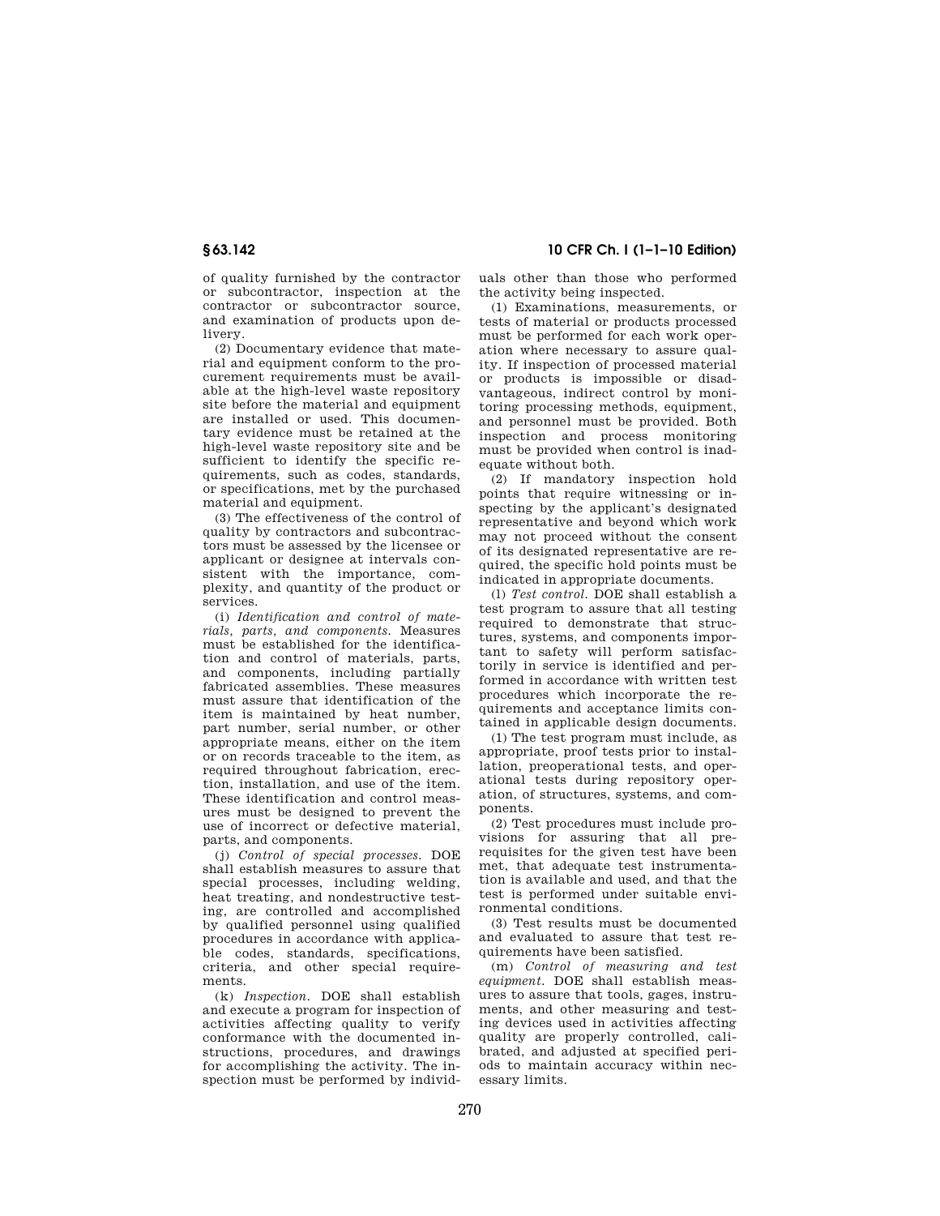of quality furnished by the contractor or subcontractor, inspection at the contractor or subcontractor source, and examination of products upon delivery.

(2) Documentary evidence that material and equipment conform to the procurement requirements must be available at the high-level waste repository site before the material and equipment are installed or used. This documentary evidence must be retained at the high-level waste repository site and be sufficient to identify the specific requirements, such as codes, standards, or specifications, met by the purchased material and equipment.

(3) The effectiveness of the control of quality by contractors and subcontractors must be assessed by the licensee or applicant or designee at intervals consistent with the importance, complexity, and quantity of the product or services.

(i) *Identification and control of materials, parts, and components.* Measures must be established for the identification and control of materials, parts, and components, including partially fabricated assemblies. These measures must assure that identification of the item is maintained by heat number, part number, serial number, or other appropriate means, either on the item or on records traceable to the item, as required throughout fabrication, erection, installation, and use of the item. These identification and control measures must be designed to prevent the use of incorrect or defective material, parts, and components.

(j) *Control of special processes.* DOE shall establish measures to assure that special processes, including welding, heat treating, and nondestructive testing, are controlled and accomplished by qualified personnel using qualified procedures in accordance with applicable codes, standards, specifications, criteria, and other special requirements.

(k) *Inspection.* DOE shall establish and execute a program for inspection of activities affecting quality to verify conformance with the documented instructions, procedures, and drawings for accomplishing the activity. The inspection must be performed by individuals other than those who performed the activity being inspected.

(1) Examinations, measurements, or tests of material or products processed must be performed for each work operation where necessary to assure quality. If inspection of processed material or products is impossible or disadvantageous, indirect control by monitoring processing methods, equipment, and personnel must be provided. Both inspection and process monitoring must be provided when control is inadequate without both.

(2) If mandatory inspection hold points that require witnessing or inspecting by the applicant's designated representative and beyond which work may not proceed without the consent of its designated representative are required, the specific hold points must be indicated in appropriate documents.

(l) *Test control.* DOE shall establish a test program to assure that all testing required to demonstrate that structures, systems, and components important to safety will perform satisfactorily in service is identified and performed in accordance with written test procedures which incorporate the requirements and acceptance limits contained in applicable design documents.

(1) The test program must include, as appropriate, proof tests prior to installation, preoperational tests, and operational tests during repository operation, of structures, systems, and components.

(2) Test procedures must include provisions for assuring that all prerequisites for the given test have been met, that adequate test instrumentation is available and used, and that the test is performed under suitable environmental conditions.

(3) Test results must be documented and evaluated to assure that test requirements have been satisfied.

(m) *Control of measuring and test equipment.* DOE shall establish measures to assure that tools, gages, instruments, and other measuring and testing devices used in activities affecting quality are properly controlled, calibrated, and adjusted at specified periods to maintain accuracy within necessary limits.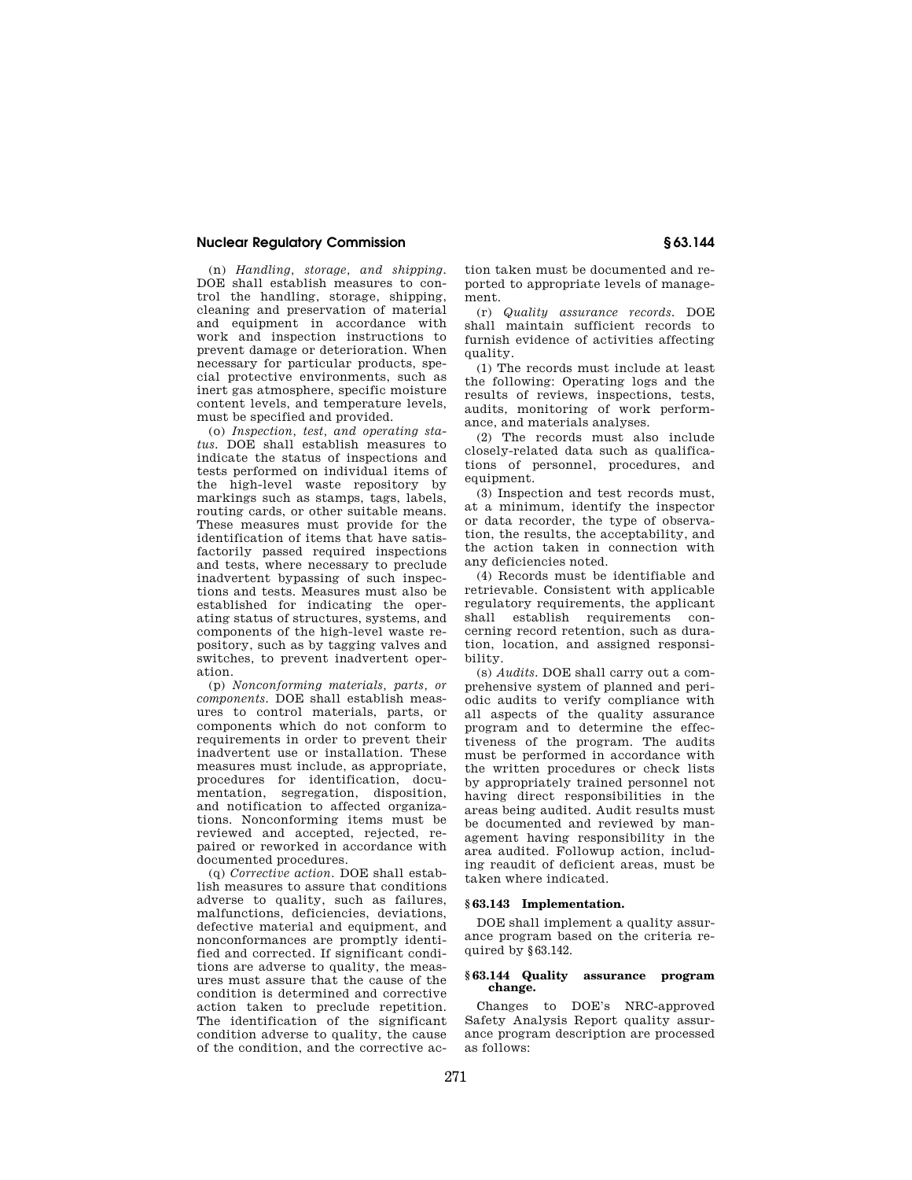(n) *Handling, storage, and shipping.* DOE shall establish measures to control the handling, storage, shipping, cleaning and preservation of material and equipment in accordance with work and inspection instructions to prevent damage or deterioration. When necessary for particular products, special protective environments, such as inert gas atmosphere, specific moisture content levels, and temperature levels, must be specified and provided.

(o) *Inspection, test, and operating status.* DOE shall establish measures to indicate the status of inspections and tests performed on individual items of the high-level waste repository by markings such as stamps, tags, labels, routing cards, or other suitable means. These measures must provide for the identification of items that have satisfactorily passed required inspections and tests, where necessary to preclude inadvertent bypassing of such inspections and tests. Measures must also be established for indicating the operating status of structures, systems, and components of the high-level waste repository, such as by tagging valves and switches, to prevent inadvertent operation.

(p) *Nonconforming materials, parts, or components.* DOE shall establish measures to control materials, parts, or components which do not conform to requirements in order to prevent their inadvertent use or installation. These measures must include, as appropriate, procedures for identification, documentation, segregation, disposition, and notification to affected organizations. Nonconforming items must be reviewed and accepted, rejected, repaired or reworked in accordance with documented procedures.

(q) *Corrective action.* DOE shall establish measures to assure that conditions adverse to quality, such as failures, malfunctions, deficiencies, deviations, defective material and equipment, and nonconformances are promptly identified and corrected. If significant conditions are adverse to quality, the measures must assure that the cause of the condition is determined and corrective action taken to preclude repetition. The identification of the significant condition adverse to quality, the cause of the condition, and the corrective action taken must be documented and reported to appropriate levels of management.

(r) *Quality assurance records.* DOE shall maintain sufficient records to furnish evidence of activities affecting quality.

(1) The records must include at least the following: Operating logs and the results of reviews, inspections, tests, audits, monitoring of work performance, and materials analyses.

(2) The records must also include closely-related data such as qualifications of personnel, procedures, and equipment.

(3) Inspection and test records must, at a minimum, identify the inspector or data recorder, the type of observation, the results, the acceptability, and the action taken in connection with any deficiencies noted.

(4) Records must be identifiable and retrievable. Consistent with applicable regulatory requirements, the applicant shall establish requirements concerning record retention, such as duration, location, and assigned responsibility.

(s) *Audits.* DOE shall carry out a comprehensive system of planned and periodic audits to verify compliance with all aspects of the quality assurance program and to determine the effectiveness of the program. The audits must be performed in accordance with the written procedures or check lists by appropriately trained personnel not having direct responsibilities in the areas being audited. Audit results must be documented and reviewed by management having responsibility in the area audited. Followup action, including reaudit of deficient areas, must be taken where indicated.

### § 63.143 Implementation.

DOE shall implement a quality assurance program based on the criteria required by § 63.142.

### § 63.144 Quality assurance program change.

Changes to DOE's NRC-approved Safety Analysis Report quality assurance program description are processed as follows: